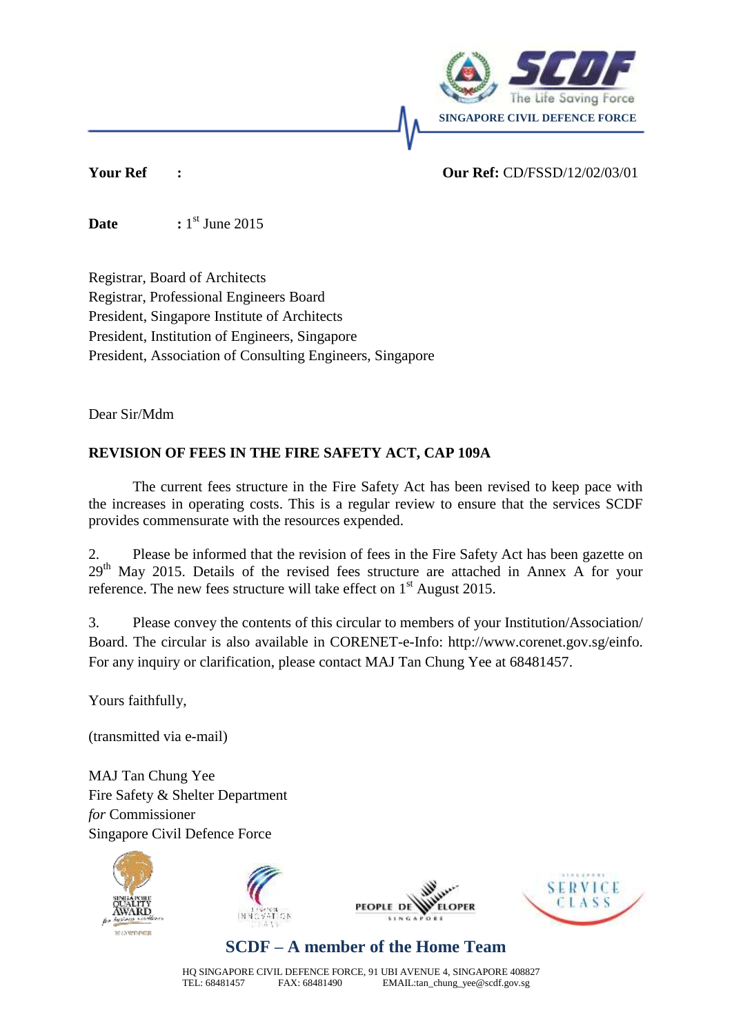SINGAPORE CIVIL DEFENCE FORCE

**Your Ref :** 

**Our Ref:** CD/FSSD/12/02/03/01

**Date** : 1st June 2015

Registrar, Board of Architects
Registrar, Professional Engineers Board
President, Singapore Institute of Architects
President, Institution of Engineers, Singapore
President, Association of Consulting Engineers, Singapore

Dear Sir/Mdm

**REVISION OF FEES IN THE FIRE SAFETY ACT, CAP 109A**

The current fees structure in the Fire Safety Act has been revised to keep pace with the increases in operating costs. This is a regular review to ensure that the services SCDF provides commensurate with the resources expended.

2. Please be informed that the revision of fees in the Fire Safety Act has been gazette on 29th May 2015. Details of the revised fees structure are attached in Annex A for your reference. The new fees structure will take effect on 1st August 2015.

3. Please convey the contents of this circular to members of your Institution/Association/ Board. The circular is also available in CORENET-e-Info: http://www.corenet.gov.sg/einfo. For any inquiry or clarification, please contact MAJ Tan Chung Yee at 68481457.

Yours faithfully,

(transmitted via e-mail)

MAJ Tan Chung Yee
Fire Safety & Shelter Department
*for* Commissioner
Singapore Civil Defence Force

**SCDF – A member of the Home Team**

HQ SINGAPORE CIVIL DEFENCE FORCE, 91 UBI AVENUE 4, SINGAPORE 408827
TEL: 68481457 FAX: 68481490 EMAIL:tan_chung_yee@scdf.gov.sg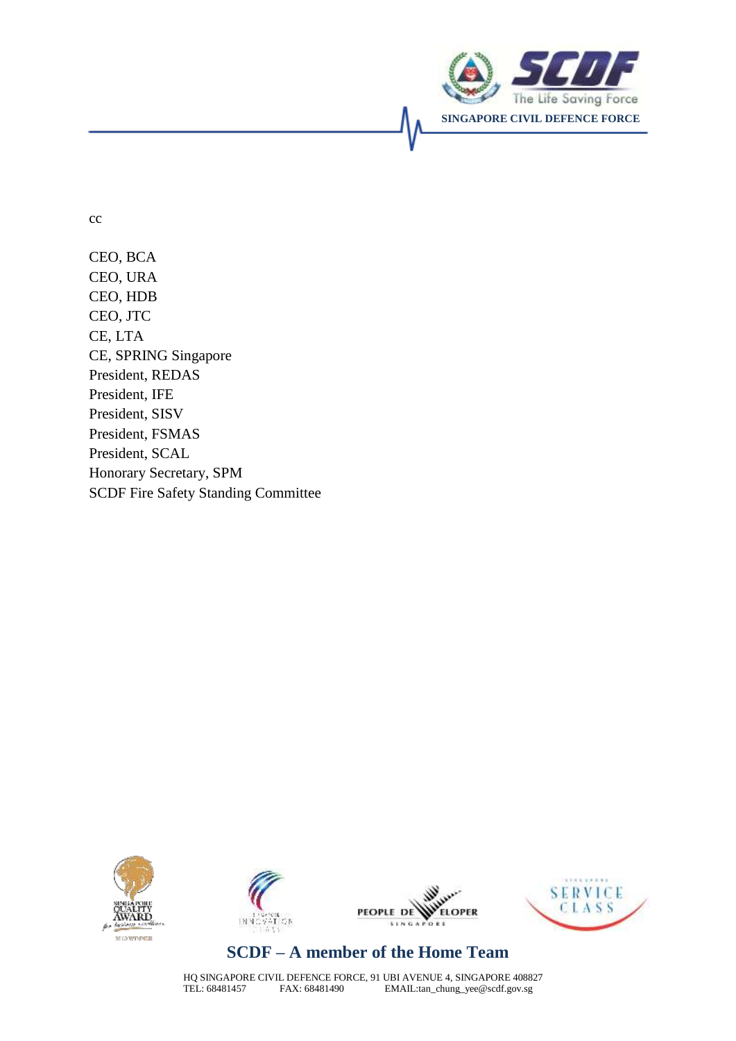cc

CEO, BCA
CEO, URA
CEO, HDB
CEO, JTC
CE, LTA
CE, SPRING Singapore
President, REDAS
President, IFE
President, SISV
President, FSMAS
President, SCAL
Honorary Secretary, SPM
SCDF Fire Safety Standing Committee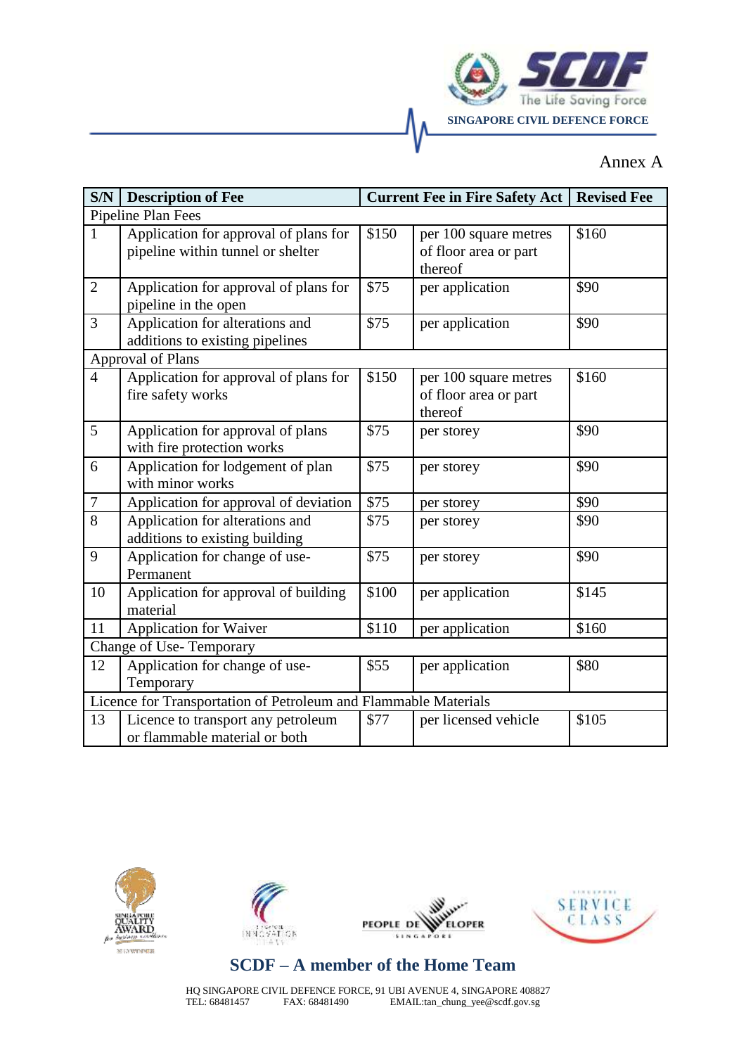Annex A

| S/N | Description of Fee | Current Fee in Fire Safety Act | | Revised Fee |
|---|---|---|---|---|
| Pipeline Plan Fees | | | | |
| 1 | Application for approval of plans for pipeline within tunnel or shelter | $150 | per 100 square metres of floor area or part thereof | $160 |
| 2 | Application for approval of plans for pipeline in the open | $75 | per application | $90 |
| 3 | Application for alterations and additions to existing pipelines | $75 | per application | $90 |
| Approval of Plans | | | | |
| 4 | Application for approval of plans for fire safety works | $150 | per 100 square metres of floor area or part thereof | $160 |
| 5 | Application for approval of plans with fire protection works | $75 | per storey | $90 |
| 6 | Application for lodgement of plan with minor works | $75 | per storey | $90 |
| 7 | Application for approval of deviation | $75 | per storey | $90 |
| 8 | Application for alterations and additions to existing building | $75 | per storey | $90 |
| 9 | Application for change of use-Permanent | $75 | per storey | $90 |
| 10 | Application for approval of building material | $100 | per application | $145 |
| 11 | Application for Waiver | $110 | per application | $160 |
| Change of Use- Temporary | | | | |
| 12 | Application for change of use-Temporary | $55 | per application | $80 |
| Licence for Transportation of Petroleum and Flammable Materials | | | | |
| 13 | Licence to transport any petroleum or flammable material or both | $77 | per licensed vehicle | $105 |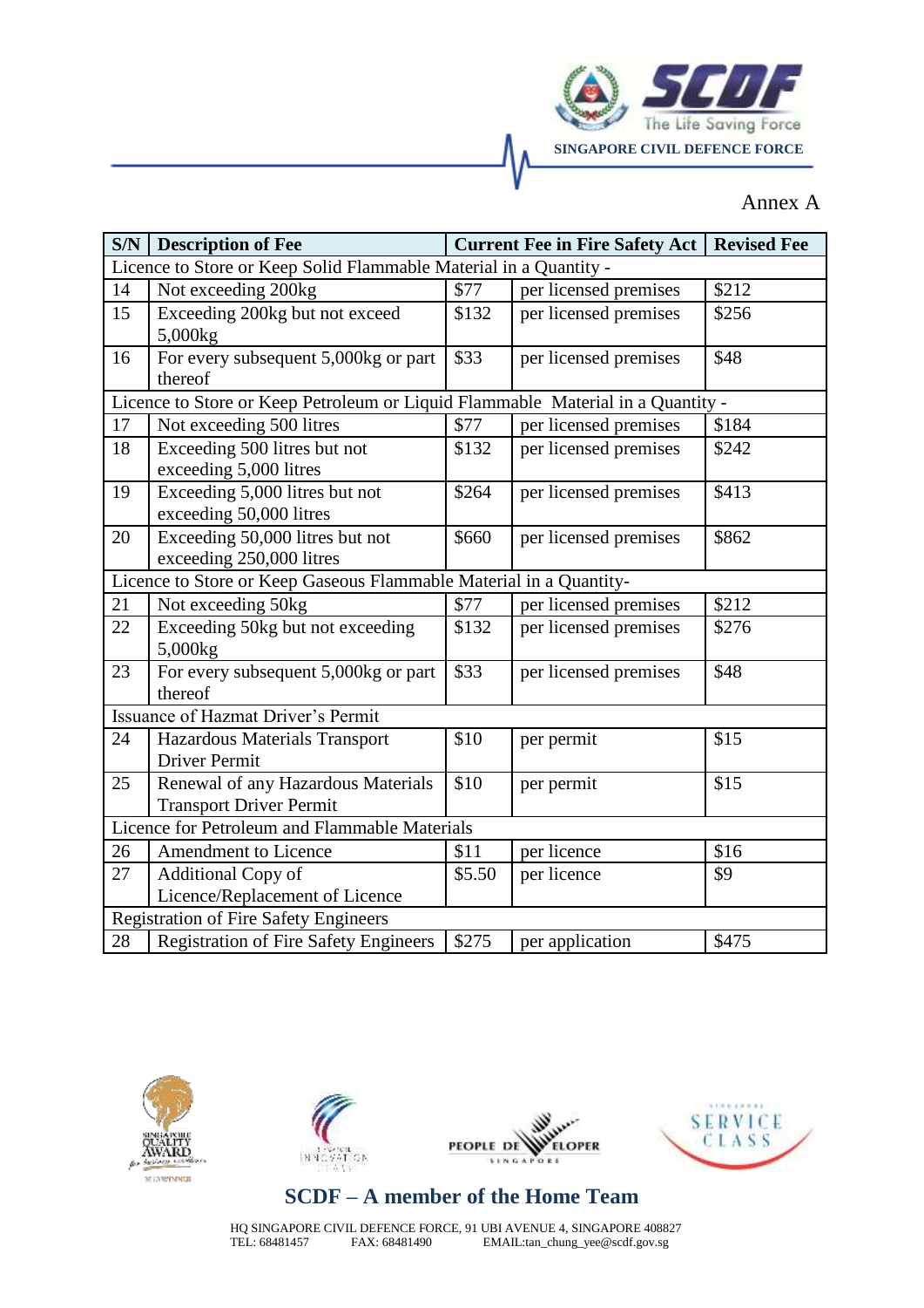Annex A

| S/N | Description of Fee | Current Fee in Fire Safety Act | | Revised Fee |
|---|---|---|---|---|
| Licence to Store or Keep Solid Flammable Material in a Quantity - | | | | |
| 14 | Not exceeding 200kg | $77 | per licensed premises | $212 |
| 15 | Exceeding 200kg but not exceed 5,000kg | $132 | per licensed premises | $256 |
| 16 | For every subsequent 5,000kg or part thereof | $33 | per licensed premises | $48 |
| Licence to Store or Keep Petroleum or Liquid Flammable Material in a Quantity - | | | | |
| 17 | Not exceeding 500 litres | $77 | per licensed premises | $184 |
| 18 | Exceeding 500 litres but not exceeding 5,000 litres | $132 | per licensed premises | $242 |
| 19 | Exceeding 5,000 litres but not exceeding 50,000 litres | $264 | per licensed premises | $413 |
| 20 | Exceeding 50,000 litres but not exceeding 250,000 litres | $660 | per licensed premises | $862 |
| Licence to Store or Keep Gaseous Flammable Material in a Quantity- | | | | |
| 21 | Not exceeding 50kg | $77 | per licensed premises | $212 |
| 22 | Exceeding 50kg but not exceeding 5,000kg | $132 | per licensed premises | $276 |
| 23 | For every subsequent 5,000kg or part thereof | $33 | per licensed premises | $48 |
| Issuance of Hazmat Driver's Permit | | | | |
| 24 | Hazardous Materials Transport Driver Permit | $10 | per permit | $15 |
| 25 | Renewal of any Hazardous Materials Transport Driver Permit | $10 | per permit | $15 |
| Licence for Petroleum and Flammable Materials | | | | |
| 26 | Amendment to Licence | $11 | per licence | $16 |
| 27 | Additional Copy of Licence/Replacement of Licence | $5.50 | per licence | $9 |
| Registration of Fire Safety Engineers | | | | |
| 28 | Registration of Fire Safety Engineers | $275 | per application | $475 |